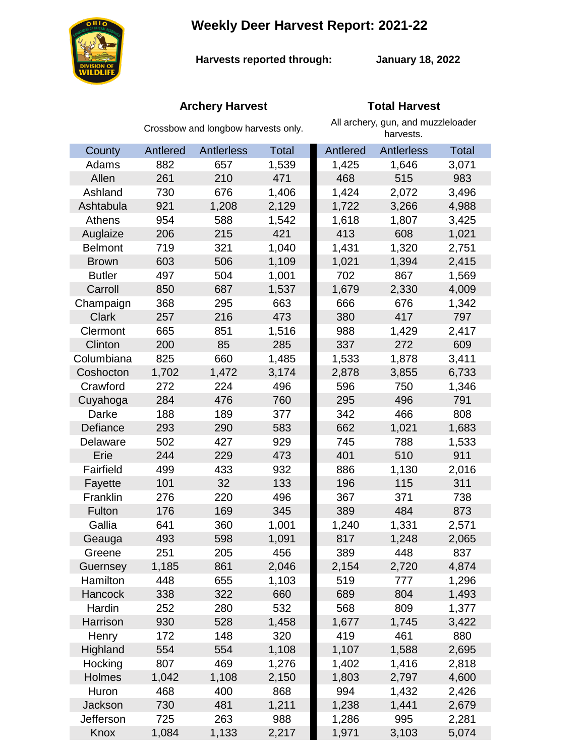# Weekly Deer Harvest Report: 2021-22

**Harvests reported through:** **January 18, 2022**

| | **Archery Harvest** | | | **Total Harvest** | | |
|---|---|---|---|---|---|---|
| | Crossbow and longbow harvests only. | | | All archery, gun, and muzzleloader harvests. | | |
| County | Antlered | Antlerless | Total | Antlered | Antlerless | Total |
| Adams | 882 | 657 | 1,539 | 1,425 | 1,646 | 3,071 |
| Allen | 261 | 210 | 471 | 468 | 515 | 983 |
| Ashland | 730 | 676 | 1,406 | 1,424 | 2,072 | 3,496 |
| Ashtabula | 921 | 1,208 | 2,129 | 1,722 | 3,266 | 4,988 |
| Athens | 954 | 588 | 1,542 | 1,618 | 1,807 | 3,425 |
| Auglaize | 206 | 215 | 421 | 413 | 608 | 1,021 |
| Belmont | 719 | 321 | 1,040 | 1,431 | 1,320 | 2,751 |
| Brown | 603 | 506 | 1,109 | 1,021 | 1,394 | 2,415 |
| Butler | 497 | 504 | 1,001 | 702 | 867 | 1,569 |
| Carroll | 850 | 687 | 1,537 | 1,679 | 2,330 | 4,009 |
| Champaign | 368 | 295 | 663 | 666 | 676 | 1,342 |
| Clark | 257 | 216 | 473 | 380 | 417 | 797 |
| Clermont | 665 | 851 | 1,516 | 988 | 1,429 | 2,417 |
| Clinton | 200 | 85 | 285 | 337 | 272 | 609 |
| Columbiana | 825 | 660 | 1,485 | 1,533 | 1,878 | 3,411 |
| Coshocton | 1,702 | 1,472 | 3,174 | 2,878 | 3,855 | 6,733 |
| Crawford | 272 | 224 | 496 | 596 | 750 | 1,346 |
| Cuyahoga | 284 | 476 | 760 | 295 | 496 | 791 |
| Darke | 188 | 189 | 377 | 342 | 466 | 808 |
| Defiance | 293 | 290 | 583 | 662 | 1,021 | 1,683 |
| Delaware | 502 | 427 | 929 | 745 | 788 | 1,533 |
| Erie | 244 | 229 | 473 | 401 | 510 | 911 |
| Fairfield | 499 | 433 | 932 | 886 | 1,130 | 2,016 |
| Fayette | 101 | 32 | 133 | 196 | 115 | 311 |
| Franklin | 276 | 220 | 496 | 367 | 371 | 738 |
| Fulton | 176 | 169 | 345 | 389 | 484 | 873 |
| Gallia | 641 | 360 | 1,001 | 1,240 | 1,331 | 2,571 |
| Geauga | 493 | 598 | 1,091 | 817 | 1,248 | 2,065 |
| Greene | 251 | 205 | 456 | 389 | 448 | 837 |
| Guernsey | 1,185 | 861 | 2,046 | 2,154 | 2,720 | 4,874 |
| Hamilton | 448 | 655 | 1,103 | 519 | 777 | 1,296 |
| Hancock | 338 | 322 | 660 | 689 | 804 | 1,493 |
| Hardin | 252 | 280 | 532 | 568 | 809 | 1,377 |
| Harrison | 930 | 528 | 1,458 | 1,677 | 1,745 | 3,422 |
| Henry | 172 | 148 | 320 | 419 | 461 | 880 |
| Highland | 554 | 554 | 1,108 | 1,107 | 1,588 | 2,695 |
| Hocking | 807 | 469 | 1,276 | 1,402 | 1,416 | 2,818 |
| Holmes | 1,042 | 1,108 | 2,150 | 1,803 | 2,797 | 4,600 |
| Huron | 468 | 400 | 868 | 994 | 1,432 | 2,426 |
| Jackson | 730 | 481 | 1,211 | 1,238 | 1,441 | 2,679 |
| Jefferson | 725 | 263 | 988 | 1,286 | 995 | 2,281 |
| Knox | 1,084 | 1,133 | 2,217 | 1,971 | 3,103 | 5,074 |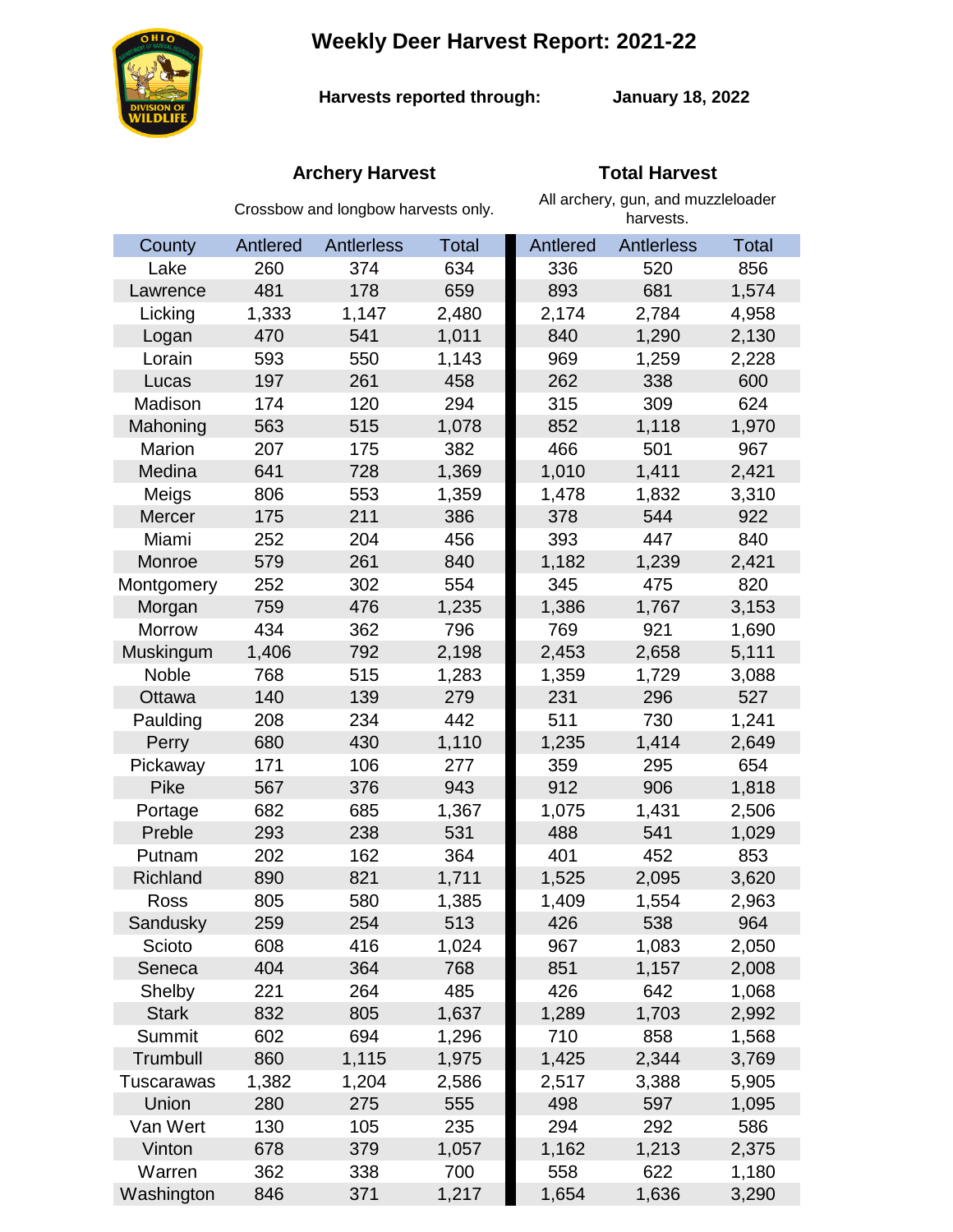# Weekly Deer Harvest Report: 2021-22

**Harvests reported through:** **January 18, 2022**

| | **Archery Harvest** | | | **Total Harvest** | | |
|---|---|---|---|---|---|---|
| | Crossbow and longbow harvests only. | | | All archery, gun, and muzzleloader harvests. | | |
| County | Antlered | Antlerless | Total | Antlered | Antlerless | Total |
| Lake | 260 | 374 | 634 | 336 | 520 | 856 |
| Lawrence | 481 | 178 | 659 | 893 | 681 | 1,574 |
| Licking | 1,333 | 1,147 | 2,480 | 2,174 | 2,784 | 4,958 |
| Logan | 470 | 541 | 1,011 | 840 | 1,290 | 2,130 |
| Lorain | 593 | 550 | 1,143 | 969 | 1,259 | 2,228 |
| Lucas | 197 | 261 | 458 | 262 | 338 | 600 |
| Madison | 174 | 120 | 294 | 315 | 309 | 624 |
| Mahoning | 563 | 515 | 1,078 | 852 | 1,118 | 1,970 |
| Marion | 207 | 175 | 382 | 466 | 501 | 967 |
| Medina | 641 | 728 | 1,369 | 1,010 | 1,411 | 2,421 |
| Meigs | 806 | 553 | 1,359 | 1,478 | 1,832 | 3,310 |
| Mercer | 175 | 211 | 386 | 378 | 544 | 922 |
| Miami | 252 | 204 | 456 | 393 | 447 | 840 |
| Monroe | 579 | 261 | 840 | 1,182 | 1,239 | 2,421 |
| Montgomery | 252 | 302 | 554 | 345 | 475 | 820 |
| Morgan | 759 | 476 | 1,235 | 1,386 | 1,767 | 3,153 |
| Morrow | 434 | 362 | 796 | 769 | 921 | 1,690 |
| Muskingum | 1,406 | 792 | 2,198 | 2,453 | 2,658 | 5,111 |
| Noble | 768 | 515 | 1,283 | 1,359 | 1,729 | 3,088 |
| Ottawa | 140 | 139 | 279 | 231 | 296 | 527 |
| Paulding | 208 | 234 | 442 | 511 | 730 | 1,241 |
| Perry | 680 | 430 | 1,110 | 1,235 | 1,414 | 2,649 |
| Pickaway | 171 | 106 | 277 | 359 | 295 | 654 |
| Pike | 567 | 376 | 943 | 912 | 906 | 1,818 |
| Portage | 682 | 685 | 1,367 | 1,075 | 1,431 | 2,506 |
| Preble | 293 | 238 | 531 | 488 | 541 | 1,029 |
| Putnam | 202 | 162 | 364 | 401 | 452 | 853 |
| Richland | 890 | 821 | 1,711 | 1,525 | 2,095 | 3,620 |
| Ross | 805 | 580 | 1,385 | 1,409 | 1,554 | 2,963 |
| Sandusky | 259 | 254 | 513 | 426 | 538 | 964 |
| Scioto | 608 | 416 | 1,024 | 967 | 1,083 | 2,050 |
| Seneca | 404 | 364 | 768 | 851 | 1,157 | 2,008 |
| Shelby | 221 | 264 | 485 | 426 | 642 | 1,068 |
| Stark | 832 | 805 | 1,637 | 1,289 | 1,703 | 2,992 |
| Summit | 602 | 694 | 1,296 | 710 | 858 | 1,568 |
| Trumbull | 860 | 1,115 | 1,975 | 1,425 | 2,344 | 3,769 |
| Tuscarawas | 1,382 | 1,204 | 2,586 | 2,517 | 3,388 | 5,905 |
| Union | 280 | 275 | 555 | 498 | 597 | 1,095 |
| Van Wert | 130 | 105 | 235 | 294 | 292 | 586 |
| Vinton | 678 | 379 | 1,057 | 1,162 | 1,213 | 2,375 |
| Warren | 362 | 338 | 700 | 558 | 622 | 1,180 |
| Washington | 846 | 371 | 1,217 | 1,654 | 1,636 | 3,290 |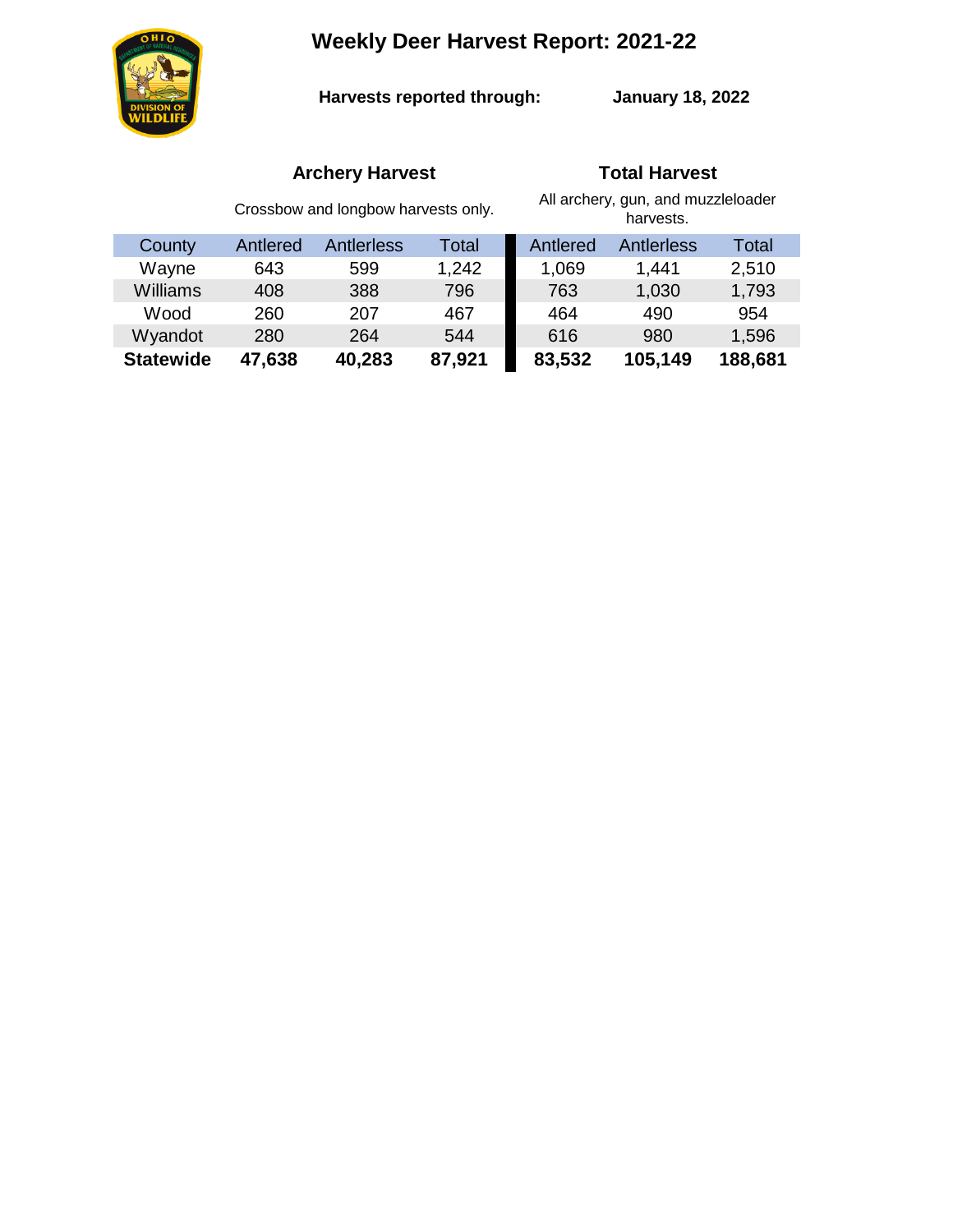# Weekly Deer Harvest Report: 2021-22

**Harvests reported through:** **January 18, 2022**

| | **Archery Harvest** | | | **Total Harvest** | | |
|---|---|---|---|---|---|---|
| | Crossbow and longbow harvests only. | | | All archery, gun, and muzzleloader harvests. | | |
| County | Antlered | Antlerless | Total | Antlered | Antlerless | Total |
| Wayne | 643 | 599 | 1,242 | 1,069 | 1,441 | 2,510 |
| Williams | 408 | 388 | 796 | 763 | 1,030 | 1,793 |
| Wood | 260 | 207 | 467 | 464 | 490 | 954 |
| Wyandot | 280 | 264 | 544 | 616 | 980 | 1,596 |
| **Statewide** | **47,638** | **40,283** | **87,921** | **83,532** | **105,149** | **188,681** |